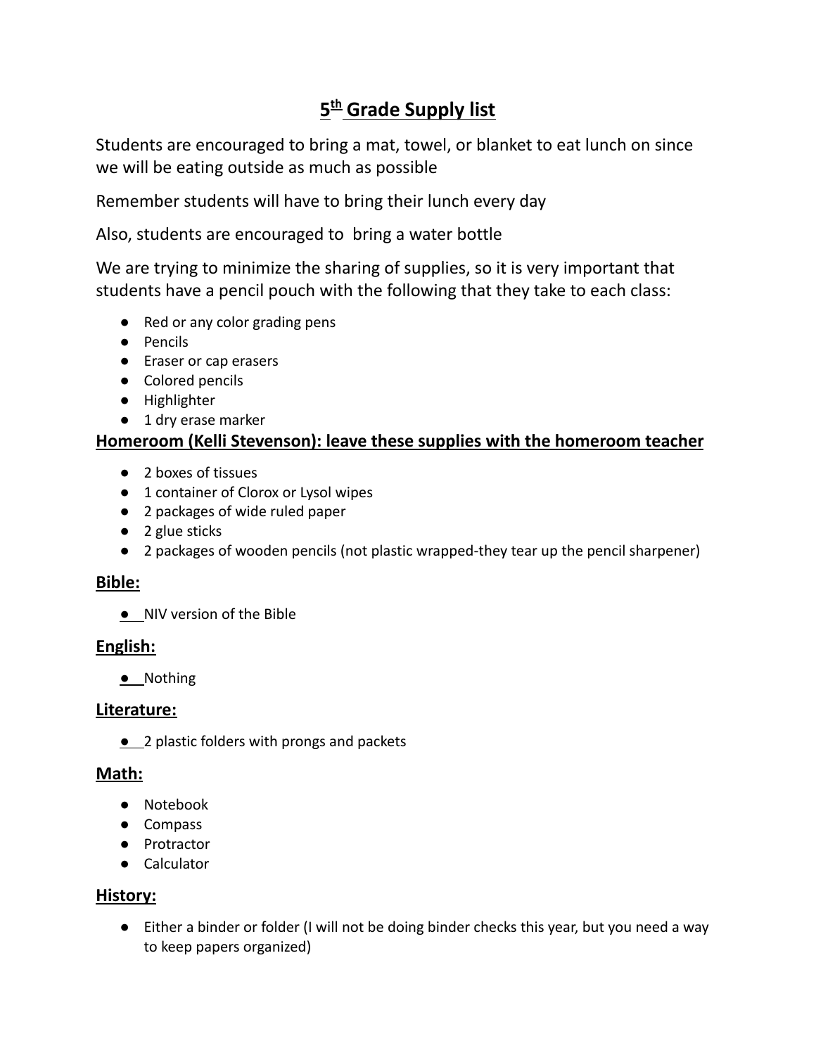# 5th Grade Supply list

Students are encouraged to bring a mat, towel, or blanket to eat lunch on since we will be eating outside as much as possible

Remember students will have to bring their lunch every day

Also, students are encouraged to  bring a water bottle

We are trying to minimize the sharing of supplies, so it is very important that students have a pencil pouch with the following that they take to each class:

- Red or any color grading pens
- Pencils
- Eraser or cap erasers
- Colored pencils
- Highlighter
- 1 dry erase marker

**Homeroom (Kelli Stevenson): leave these supplies with the homeroom teacher**

- 2 boxes of tissues
- 1 container of Clorox or Lysol wipes
- 2 packages of wide ruled paper
- 2 glue sticks
- 2 packages of wooden pencils (not plastic wrapped-they tear up the pencil sharpener)

**Bible:**

- NIV version of the Bible

**English:**

- Nothing

**Literature:**

- 2 plastic folders with prongs and packets

**Math:**

- Notebook
- Compass
- Protractor
- Calculator

**History:**

- Either a binder or folder (I will not be doing binder checks this year, but you need a way to keep papers organized)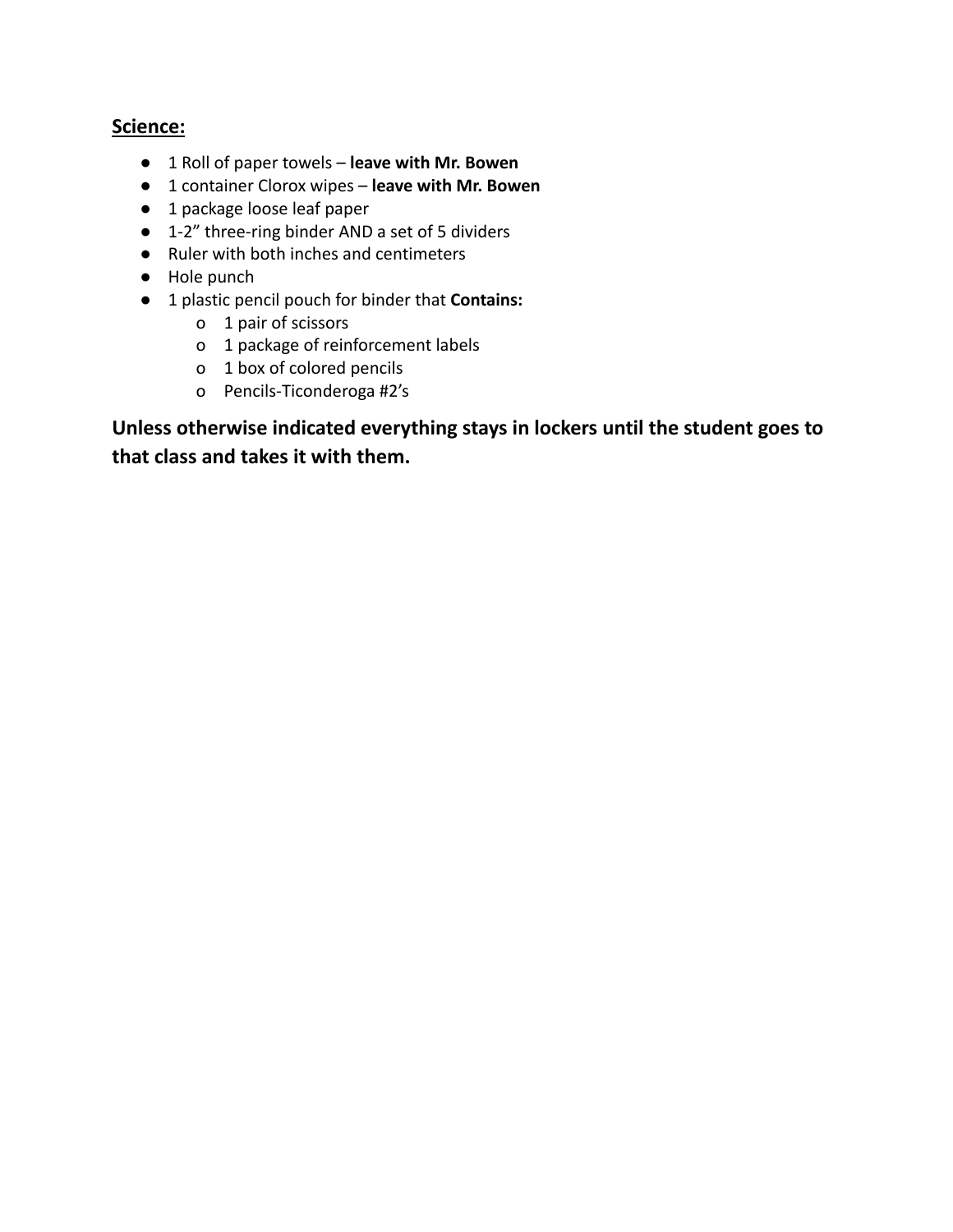**<u>Science:</u>**

- 1 Roll of paper towels – **leave with Mr. Bowen**
- 1 container Clorox wipes – **leave with Mr. Bowen**
- 1 package loose leaf paper
- 1-2" three-ring binder AND a set of 5 dividers
- Ruler with both inches and centimeters
- Hole punch
- 1 plastic pencil pouch for binder that **Contains:**
  - 1 pair of scissors
  - 1 package of reinforcement labels
  - 1 box of colored pencils
  - Pencils-Ticonderoga #2's

**Unless otherwise indicated everything stays in lockers until the student goes to that class and takes it with them.**